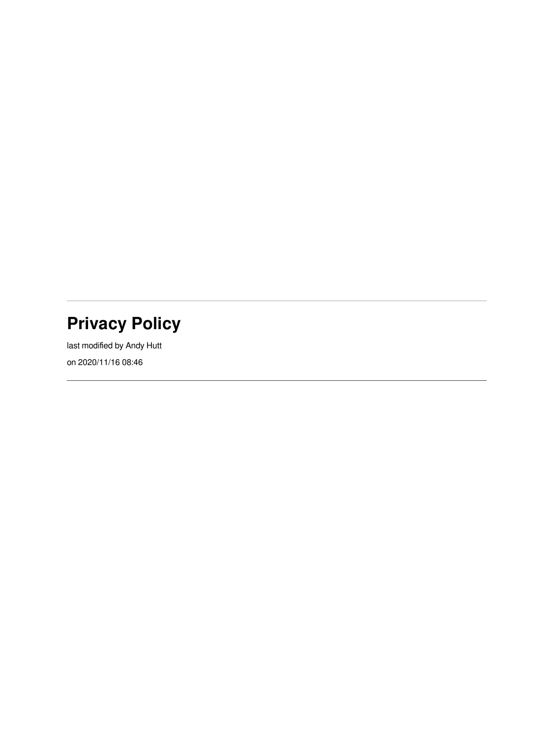---

# Privacy Policy

last modified by Andy Hutt

on 2020/11/16 08:46

---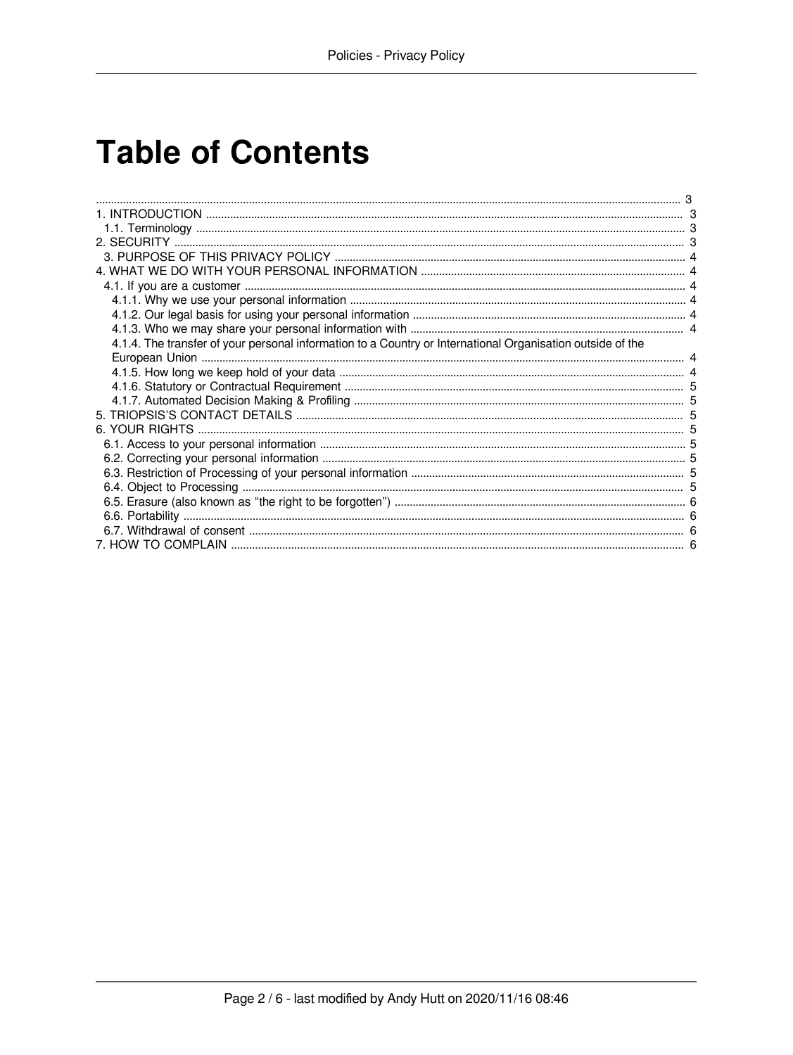# Table of Contents

- ........ 3
- 1. INTRODUCTION ........ 3
  - 1.1. Terminology ........ 3
- 2. SECURITY ........ 3
  - 3. PURPOSE OF THIS PRIVACY POLICY ........ 4
- 4. WHAT WE DO WITH YOUR PERSONAL INFORMATION ........ 4
  - 4.1. If you are a customer ........ 4
    - 4.1.1. Why we use your personal information ........ 4
    - 4.1.2. Our legal basis for using your personal information ........ 4
    - 4.1.3. Who we may share your personal information with ........ 4
    - 4.1.4. The transfer of your personal information to a Country or International Organisation outside of the European Union ........ 4
    - 4.1.5. How long we keep hold of your data ........ 4
    - 4.1.6. Statutory or Contractual Requirement ........ 5
    - 4.1.7. Automated Decision Making & Profiling ........ 5
- 5. TRIOPSIS'S CONTACT DETAILS ........ 5
- 6. YOUR RIGHTS ........ 5
  - 6.1. Access to your personal information ........ 5
  - 6.2. Correcting your personal information ........ 5
  - 6.3. Restriction of Processing of your personal information ........ 5
  - 6.4. Object to Processing ........ 5
  - 6.5. Erasure (also known as "the right to be forgotten") ........ 6
  - 6.6. Portability ........ 6
  - 6.7. Withdrawal of consent ........ 6
- 7. HOW TO COMPLAIN ........ 6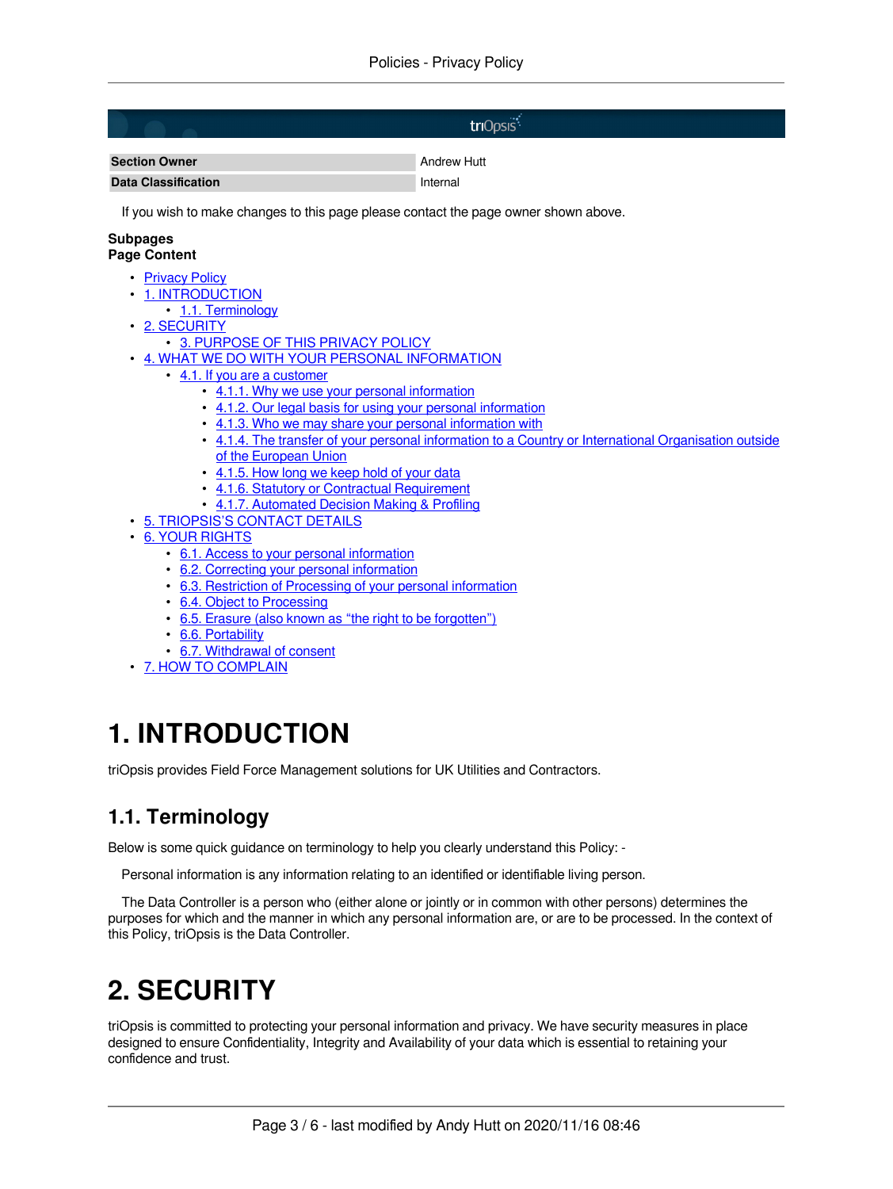triOpsis

| Section Owner | Andrew Hutt |
| --- | --- |
| Data Classification | Internal |

If you wish to make changes to this page please contact the page owner shown above.

**Subpages**
**Page Content**

- Privacy Policy
- 1. INTRODUCTION
  - 1.1. Terminology
- 2. SECURITY
  - 3. PURPOSE OF THIS PRIVACY POLICY
- 4. WHAT WE DO WITH YOUR PERSONAL INFORMATION
  - 4.1. If you are a customer
    - 4.1.1. Why we use your personal information
    - 4.1.2. Our legal basis for using your personal information
    - 4.1.3. Who we may share your personal information with
    - 4.1.4. The transfer of your personal information to a Country or International Organisation outside of the European Union
    - 4.1.5. How long we keep hold of your data
    - 4.1.6. Statutory or Contractual Requirement
    - 4.1.7. Automated Decision Making & Profiling
- 5. TRIOPSIS'S CONTACT DETAILS
- 6. YOUR RIGHTS
  - 6.1. Access to your personal information
  - 6.2. Correcting your personal information
  - 6.3. Restriction of Processing of your personal information
  - 6.4. Object to Processing
  - 6.5. Erasure (also known as "the right to be forgotten")
  - 6.6. Portability
  - 6.7. Withdrawal of consent
- 7. HOW TO COMPLAIN

# 1. INTRODUCTION

triOpsis provides Field Force Management solutions for UK Utilities and Contractors.

## 1.1. Terminology

Below is some quick guidance on terminology to help you clearly understand this Policy: -

Personal information is any information relating to an identified or identifiable living person.

The Data Controller is a person who (either alone or jointly or in common with other persons) determines the purposes for which and the manner in which any personal information are, or are to be processed. In the context of this Policy, triOpsis is the Data Controller.

# 2. SECURITY

triOpsis is committed to protecting your personal information and privacy. We have security measures in place designed to ensure Confidentiality, Integrity and Availability of your data which is essential to retaining your confidence and trust.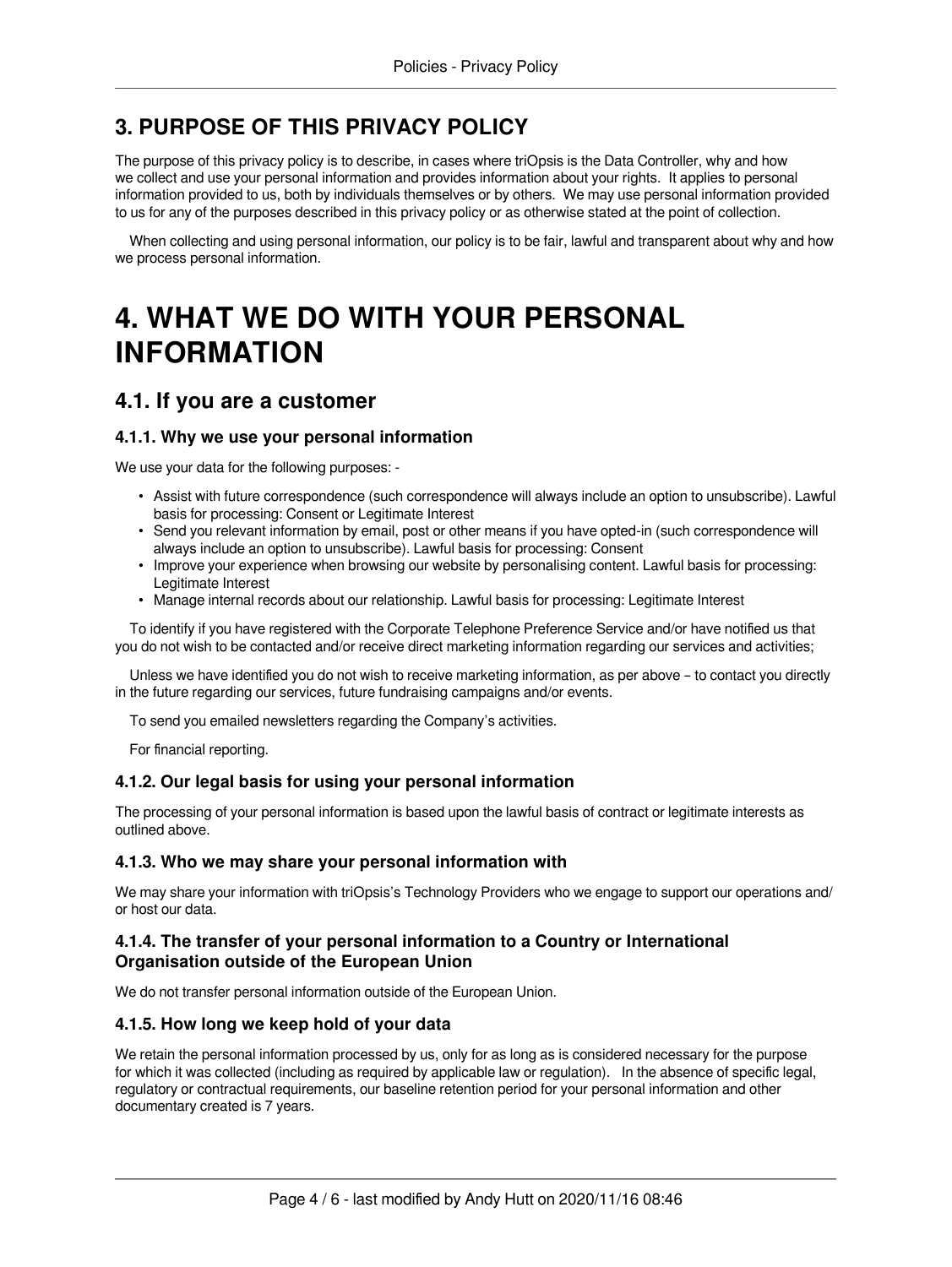## 3. PURPOSE OF THIS PRIVACY POLICY

The purpose of this privacy policy is to describe, in cases where triOpsis is the Data Controller, why and how we collect and use your personal information and provides information about your rights. It applies to personal information provided to us, both by individuals themselves or by others. We may use personal information provided to us for any of the purposes described in this privacy policy or as otherwise stated at the point of collection.

When collecting and using personal information, our policy is to be fair, lawful and transparent about why and how we process personal information.

# 4. WHAT WE DO WITH YOUR PERSONAL INFORMATION

## 4.1. If you are a customer

### 4.1.1. Why we use your personal information

We use your data for the following purposes: -

- Assist with future correspondence (such correspondence will always include an option to unsubscribe). Lawful basis for processing: Consent or Legitimate Interest
- Send you relevant information by email, post or other means if you have opted-in (such correspondence will always include an option to unsubscribe). Lawful basis for processing: Consent
- Improve your experience when browsing our website by personalising content. Lawful basis for processing: Legitimate Interest
- Manage internal records about our relationship. Lawful basis for processing: Legitimate Interest

To identify if you have registered with the Corporate Telephone Preference Service and/or have notified us that you do not wish to be contacted and/or receive direct marketing information regarding our services and activities;

Unless we have identified you do not wish to receive marketing information, as per above – to contact you directly in the future regarding our services, future fundraising campaigns and/or events.

To send you emailed newsletters regarding the Company's activities.

For financial reporting.

### 4.1.2. Our legal basis for using your personal information

The processing of your personal information is based upon the lawful basis of contract or legitimate interests as outlined above.

### 4.1.3. Who we may share your personal information with

We may share your information with triOpsis's Technology Providers who we engage to support our operations and/ or host our data.

### 4.1.4. The transfer of your personal information to a Country or International Organisation outside of the European Union

We do not transfer personal information outside of the European Union.

### 4.1.5. How long we keep hold of your data

We retain the personal information processed by us, only for as long as is considered necessary for the purpose for which it was collected (including as required by applicable law or regulation). In the absence of specific legal, regulatory or contractual requirements, our baseline retention period for your personal information and other documentary created is 7 years.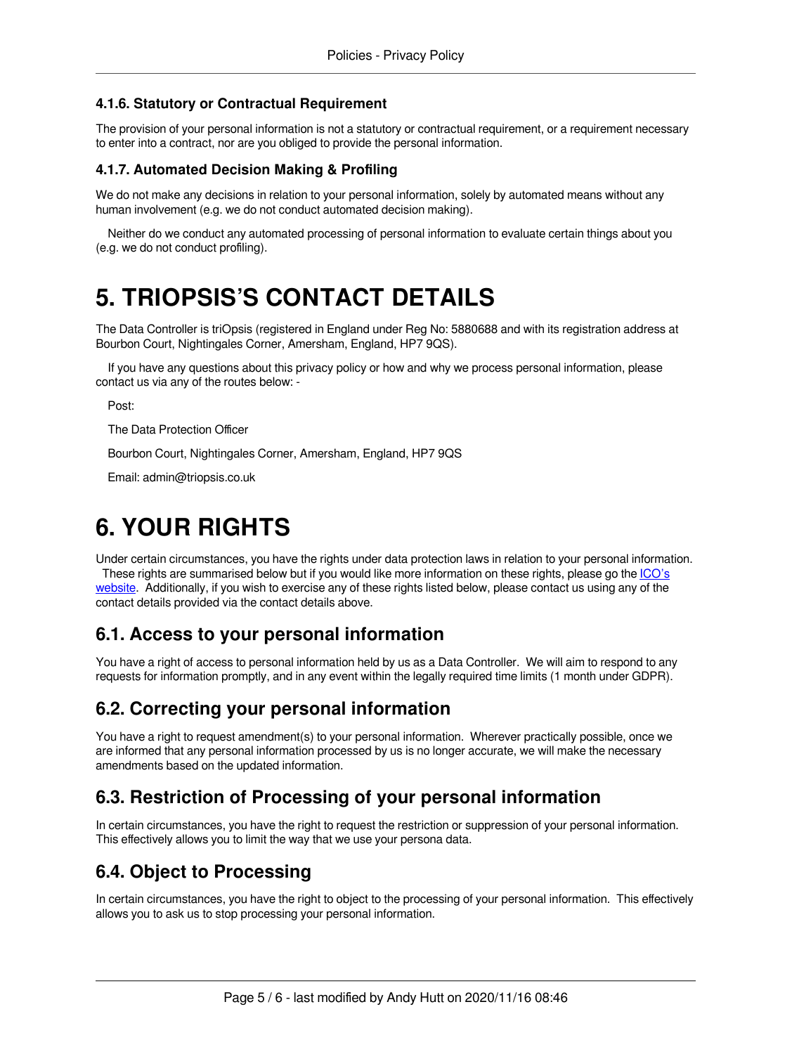### 4.1.6. Statutory or Contractual Requirement

The provision of your personal information is not a statutory or contractual requirement, or a requirement necessary to enter into a contract, nor are you obliged to provide the personal information.

### 4.1.7. Automated Decision Making & Profiling

We do not make any decisions in relation to your personal information, solely by automated means without any human involvement (e.g. we do not conduct automated decision making).

Neither do we conduct any automated processing of personal information to evaluate certain things about you (e.g. we do not conduct profiling).

# 5. TRIOPSIS'S CONTACT DETAILS

The Data Controller is triOpsis (registered in England under Reg No: 5880688 and with its registration address at Bourbon Court, Nightingales Corner, Amersham, England, HP7 9QS).

If you have any questions about this privacy policy or how and why we process personal information, please contact us via any of the routes below: -

Post:

The Data Protection Officer

Bourbon Court, Nightingales Corner, Amersham, England, HP7 9QS

Email: admin@triopsis.co.uk

# 6. YOUR RIGHTS

Under certain circumstances, you have the rights under data protection laws in relation to your personal information. These rights are summarised below but if you would like more information on these rights, please go the ICO's website. Additionally, if you wish to exercise any of these rights listed below, please contact us using any of the contact details provided via the contact details above.

## 6.1. Access to your personal information

You have a right of access to personal information held by us as a Data Controller. We will aim to respond to any requests for information promptly, and in any event within the legally required time limits (1 month under GDPR).

## 6.2. Correcting your personal information

You have a right to request amendment(s) to your personal information. Wherever practically possible, once we are informed that any personal information processed by us is no longer accurate, we will make the necessary amendments based on the updated information.

## 6.3. Restriction of Processing of your personal information

In certain circumstances, you have the right to request the restriction or suppression of your personal information. This effectively allows you to limit the way that we use your persona data.

## 6.4. Object to Processing

In certain circumstances, you have the right to object to the processing of your personal information. This effectively allows you to ask us to stop processing your personal information.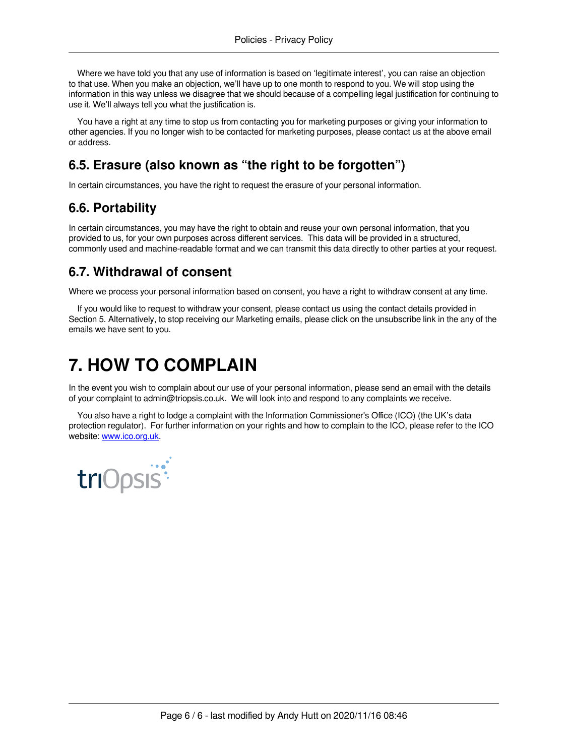Where we have told you that any use of information is based on 'legitimate interest', you can raise an objection to that use. When you make an objection, we'll have up to one month to respond to you. We will stop using the information in this way unless we disagree that we should because of a compelling legal justification for continuing to use it. We'll always tell you what the justification is.

You have a right at any time to stop us from contacting you for marketing purposes or giving your information to other agencies. If you no longer wish to be contacted for marketing purposes, please contact us at the above email or address.

## 6.5. Erasure (also known as "the right to be forgotten")

In certain circumstances, you have the right to request the erasure of your personal information.

## 6.6. Portability

In certain circumstances, you may have the right to obtain and reuse your own personal information, that you provided to us, for your own purposes across different services. This data will be provided in a structured, commonly used and machine-readable format and we can transmit this data directly to other parties at your request.

## 6.7. Withdrawal of consent

Where we process your personal information based on consent, you have a right to withdraw consent at any time.

If you would like to request to withdraw your consent, please contact us using the contact details provided in Section 5. Alternatively, to stop receiving our Marketing emails, please click on the unsubscribe link in the any of the emails we have sent to you.

# 7. HOW TO COMPLAIN

In the event you wish to complain about our use of your personal information, please send an email with the details of your complaint to admin@triopsis.co.uk. We will look into and respond to any complaints we receive.

You also have a right to lodge a complaint with the Information Commissioner's Office (ICO) (the UK's data protection regulator). For further information on your rights and how to complain to the ICO, please refer to the ICO website: [www.ico.org.uk](http://www.ico.org.uk).

triOpsis